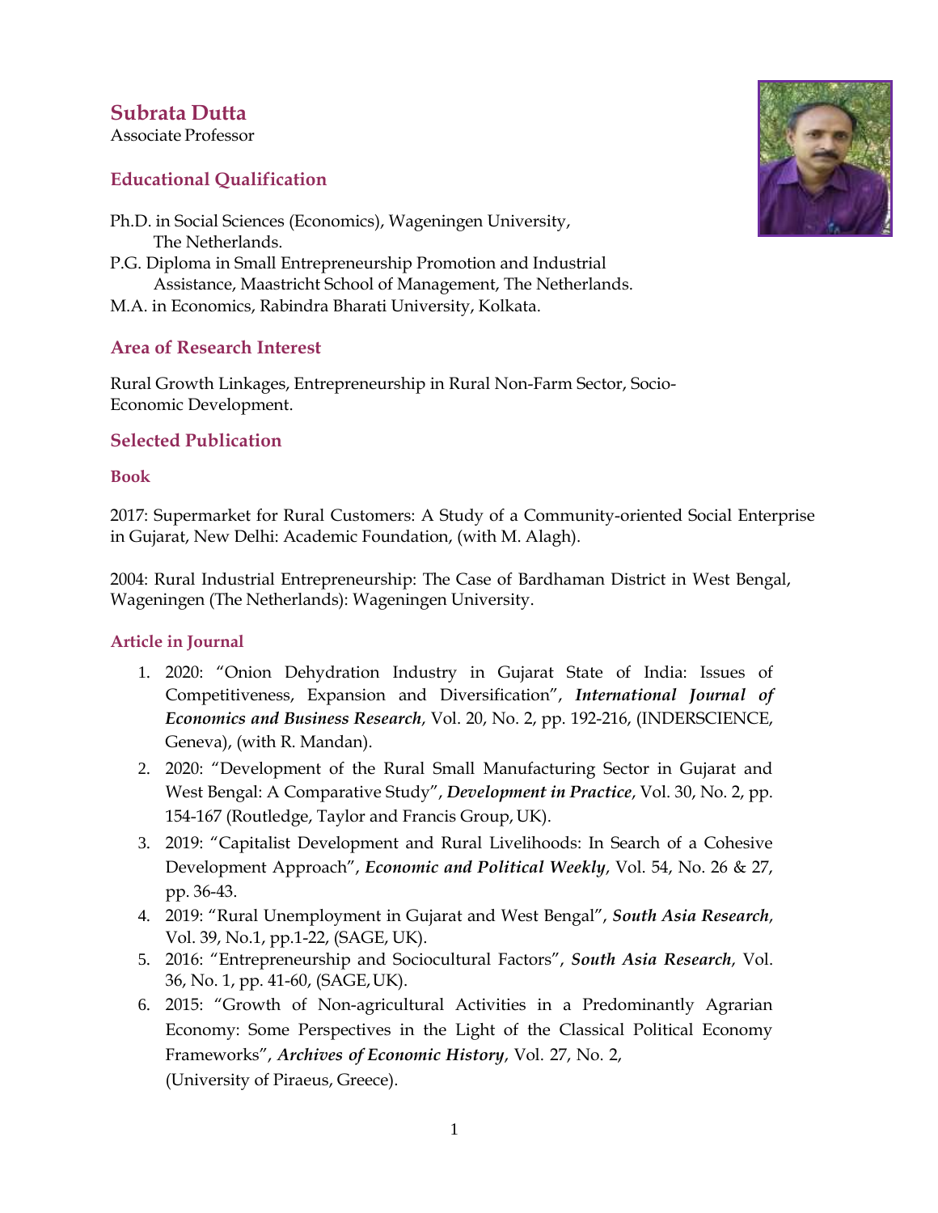# Subrata Dutta

Associate Professor

## Educational Qualification

Ph.D. in Social Sciences (Economics), Wageningen University, The Netherlands.
P.G. Diploma in Small Entrepreneurship Promotion and Industrial Assistance, Maastricht School of Management, The Netherlands.
M.A. in Economics, Rabindra Bharati University, Kolkata.

## Area of Research Interest

Rural Growth Linkages, Entrepreneurship in Rural Non-Farm Sector, Socio-Economic Development.

## Selected Publication

### Book

2017: Supermarket for Rural Customers: A Study of a Community-oriented Social Enterprise in Gujarat, New Delhi: Academic Foundation, (with M. Alagh).

2004: Rural Industrial Entrepreneurship: The Case of Bardhaman District in West Bengal, Wageningen (The Netherlands): Wageningen University.

### Article in Journal

1. 2020: "Onion Dehydration Industry in Gujarat State of India: Issues of Competitiveness, Expansion and Diversification", ***International Journal of Economics and Business Research***, Vol. 20, No. 2, pp. 192-216, (INDERSCIENCE, Geneva), (with R. Mandan).
2. 2020: "Development of the Rural Small Manufacturing Sector in Gujarat and West Bengal: A Comparative Study", ***Development in Practice***, Vol. 30, No. 2, pp. 154-167 (Routledge, Taylor and Francis Group, UK).
3. 2019: "Capitalist Development and Rural Livelihoods: In Search of a Cohesive Development Approach", ***Economic and Political Weekly***, Vol. 54, No. 26 & 27, pp. 36-43.
4. 2019: "Rural Unemployment in Gujarat and West Bengal", ***South Asia Research***, Vol. 39, No.1, pp.1-22, (SAGE, UK).
5. 2016: "Entrepreneurship and Sociocultural Factors", ***South Asia Research***, Vol. 36, No. 1, pp. 41-60, (SAGE, UK).
6. 2015: "Growth of Non-agricultural Activities in a Predominantly Agrarian Economy: Some Perspectives in the Light of the Classical Political Economy Frameworks", ***Archives of Economic History***, Vol. 27, No. 2, (University of Piraeus, Greece).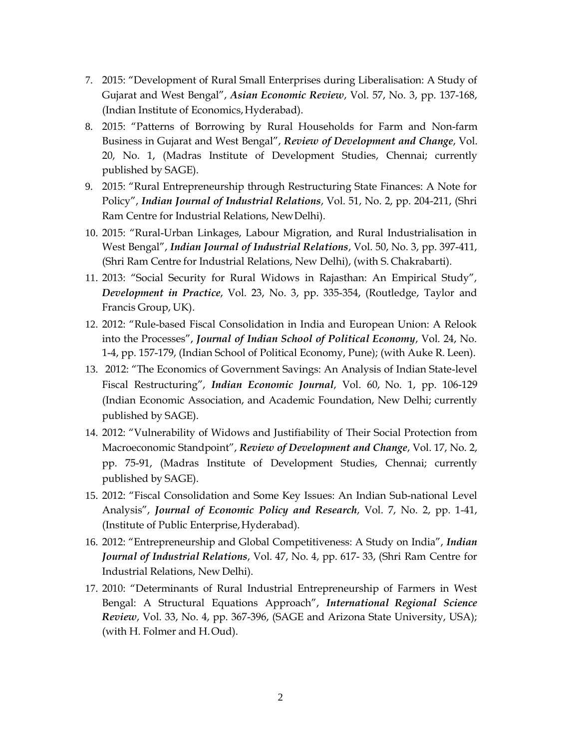7. 2015: "Development of Rural Small Enterprises during Liberalisation: A Study of Gujarat and West Bengal", ***Asian Economic Review***, Vol. 57, No. 3, pp. 137-168, (Indian Institute of Economics, Hyderabad).
8. 2015: "Patterns of Borrowing by Rural Households for Farm and Non-farm Business in Gujarat and West Bengal", ***Review of Development and Change***, Vol. 20, No. 1, (Madras Institute of Development Studies, Chennai; currently published by SAGE).
9. 2015: "Rural Entrepreneurship through Restructuring State Finances: A Note for Policy", ***Indian Journal of Industrial Relations***, Vol. 51, No. 2, pp. 204-211, (Shri Ram Centre for Industrial Relations, New Delhi).
10. 2015: "Rural-Urban Linkages, Labour Migration, and Rural Industrialisation in West Bengal", ***Indian Journal of Industrial Relations***, Vol. 50, No. 3, pp. 397-411, (Shri Ram Centre for Industrial Relations, New Delhi), (with S. Chakrabarti).
11. 2013: "Social Security for Rural Widows in Rajasthan: An Empirical Study", ***Development in Practice***, Vol. 23, No. 3, pp. 335-354, (Routledge, Taylor and Francis Group, UK).
12. 2012: "Rule-based Fiscal Consolidation in India and European Union: A Relook into the Processes", ***Journal of Indian School of Political Economy***, Vol. 24, No. 1-4, pp. 157-179, (Indian School of Political Economy, Pune); (with Auke R. Leen).
13. 2012: "The Economics of Government Savings: An Analysis of Indian State-level Fiscal Restructuring", ***Indian Economic Journal***, Vol. 60, No. 1, pp. 106-129 (Indian Economic Association, and Academic Foundation, New Delhi; currently published by SAGE).
14. 2012: "Vulnerability of Widows and Justifiability of Their Social Protection from Macroeconomic Standpoint", ***Review of Development and Change***, Vol. 17, No. 2, pp. 75-91, (Madras Institute of Development Studies, Chennai; currently published by SAGE).
15. 2012: "Fiscal Consolidation and Some Key Issues: An Indian Sub-national Level Analysis", ***Journal of Economic Policy and Research***, Vol. 7, No. 2, pp. 1-41, (Institute of Public Enterprise, Hyderabad).
16. 2012: "Entrepreneurship and Global Competitiveness: A Study on India", ***Indian Journal of Industrial Relations***, Vol. 47, No. 4, pp. 617- 33, (Shri Ram Centre for Industrial Relations, New Delhi).
17. 2010: "Determinants of Rural Industrial Entrepreneurship of Farmers in West Bengal: A Structural Equations Approach", ***International Regional Science Review***, Vol. 33, No. 4, pp. 367-396, (SAGE and Arizona State University, USA); (with H. Folmer and H. Oud).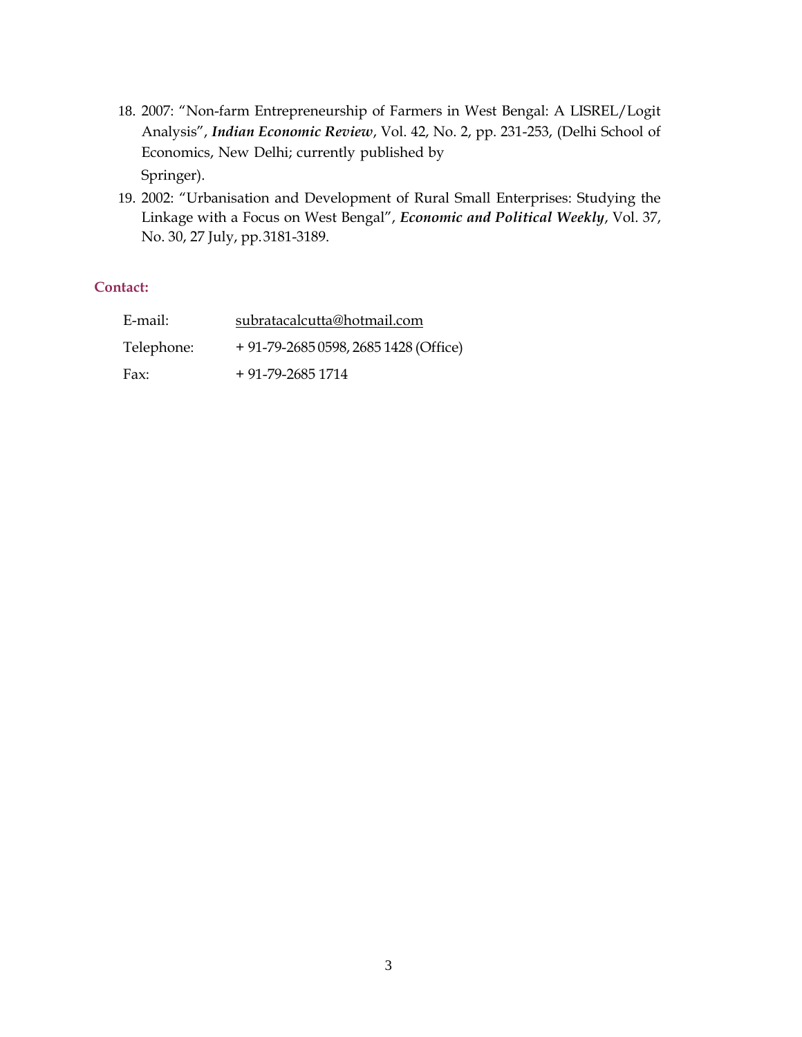18. 2007: "Non-farm Entrepreneurship of Farmers in West Bengal: A LISREL/Logit Analysis", ***Indian Economic Review***, Vol. 42, No. 2, pp. 231-253, (Delhi School of Economics, New Delhi; currently published by Springer).
19. 2002: "Urbanisation and Development of Rural Small Enterprises: Studying the Linkage with a Focus on West Bengal", ***Economic and Political Weekly***, Vol. 37, No. 30, 27 July, pp. 3181-3189.

**Contact:**

| | |
|---|---|
| E-mail: | subratacalcutta@hotmail.com |
| Telephone: | + 91-79-2685 0598, 2685 1428 (Office) |
| Fax: | + 91-79-2685 1714 |